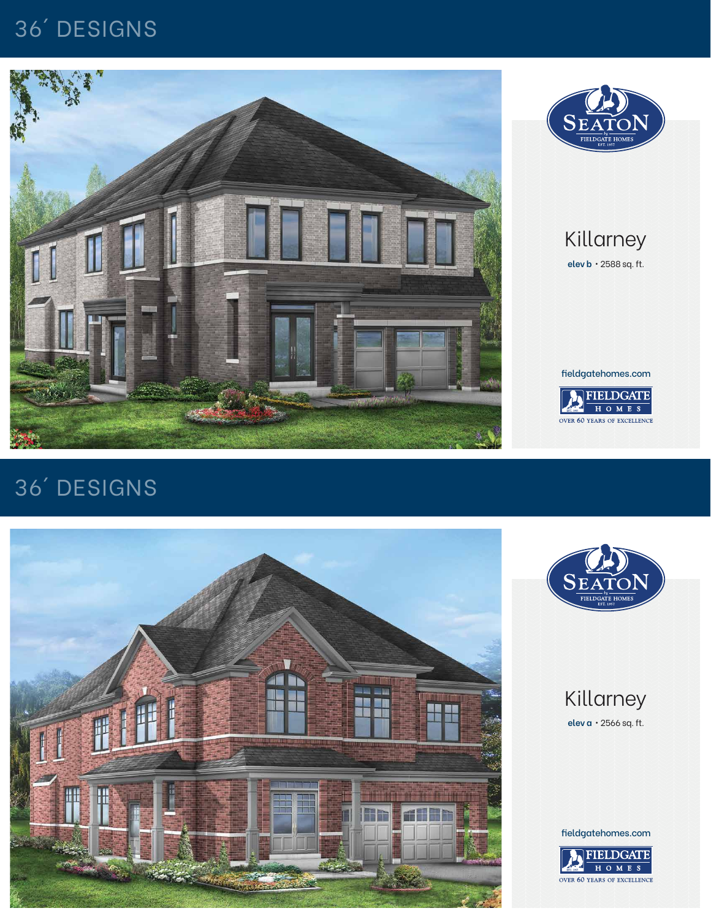# 36´ DESIGNS

SEATON by FIELDGATE HOMES EST. 1957

## Killarney

**elev b** • 2588 sq. ft.

fieldgatehomes.com

FIELDGATE HOMES

OVER 60 YEARS OF EXCELLENCE

# 36´ DESIGNS

SEATON by FIELDGATE HOMES EST. 1957

## Killarney

**elev a** • 2566 sq. ft.

fieldgatehomes.com

FIELDGATE HOMES

OVER 60 YEARS OF EXCELLENCE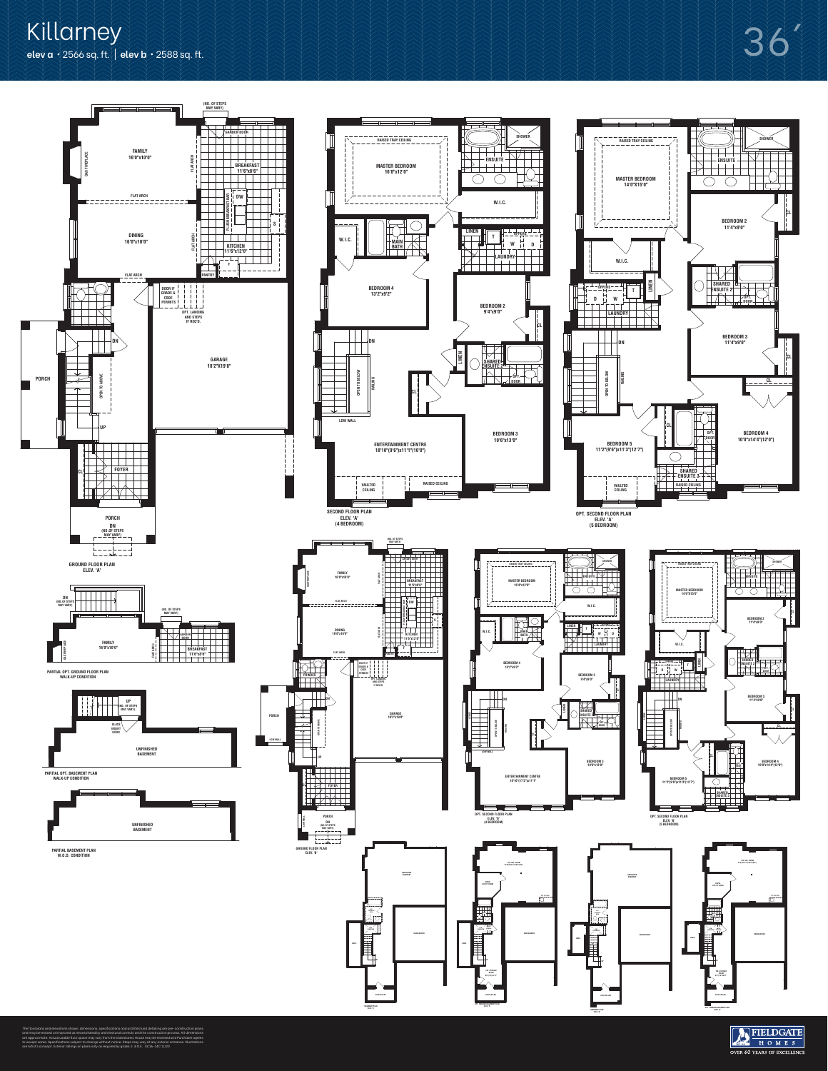# Killarney

**elev a** • 2566 sq. ft. | **elev b** • 2588 sq. ft.

36′

GAS FIREPLACE

FAMILY
16'0"x10'0"

(NO. OF STEPS MAY VARY)

GARDEN DOOR

BREAKFAST
11'6"x8'6"

FLAT ARCH

FLUSH BREAKFAST BAR

DW

DINING
16'0"x10'0"

KITCHEN
11'6"x12'0"

PANTRY

FLAT ARCH

DOOR IF GRADE & CODE PERMITS

OPT. LANDING AND STEPS IF REQ'D.

GARAGE
18'2"x19'8"

DN

PORCH

OPEN TO ABOVE

UP

CL

FOYER

PORCH
DN
(NO. OF STEPS MAY VARY)

GROUND FLOOR PLAN
ELEV. 'A'

RAISED TRAY CEILING

MASTER BEDROOM
16'8"x12'0"

SHOWER

ENSUITE

W.I.C.

W.I.C.

MAIN BATH

LINEN

LAUNDRY

BEDROOM 4
13'2"x9'2"

BEDROOM 2
9'4"x9'0"

CL

DN

OPEN TO BELOW

RAILING

LINEN

SHARED ENSUITE

OPT. DOOR

CL

LOW WALL

ENTERTAINMENT CENTRE
18'10"(9'6")x11'1"(10'0")

BEDROOM 3
10'6"x13'0"

VAULTED CEILING

RAISED CEILING

SECOND FLOOR PLAN
ELEV. 'A'
(4 BEDROOM)

RAISED TRAY CEILING

MASTER BEDROOM
14'0"x15'0"

SHOWER

ENSUITE

BEDROOM 2
11'4"x9'0"

CL

W.I.C.

LINEN

LAUNDRY

SHARED ENSUITE 2

OPT. DOOR

BEDROOM 3
11'4"x9'0"

CL

DN

OPEN TO BELOW

RAILING

CL

BEDROOM 5
11'2"(9'6")x11'3"(12'7")

OPT. DOOR

BEDROOM 4
10'0"x14'4"(12'0")

SHARED ENSUITE 3

VAULTED CEILING

RAISED CEILING

OPT. SECOND FLOOR PLAN
ELEV. 'A'
(5 BEDROOM)

DN
(NO. OF STEPS MAY VARY)

(NO. OF STEPS MAY VARY)

GARDEN DOOR

FAMILY
16'0"x10'0"

BREAKFAST
11'6"x8'6"

PARTIAL OPT. GROUND FLOOR PLAN
WALK-UP CONDITION

UP
(NO. OF STEPS MAY VARY)

GRADE HEIGHT DOOR

UNFINISHED BASEMENT

PARTIAL OPT. BASEMENT PLAN
WALK-UP CONDITION

UNFINISHED BASEMENT

PARTIAL BASEMENT PLAN
W.O.D. CONDITION

GROUND FLOOR PLAN
ELEV. 'B'

OPT. SECOND FLOOR PLAN
ELEV. 'B'
(4 BEDROOM)

OPT. SECOND FLOOR PLAN
ELEV. 'B'
(5 BEDROOM)

The floorplans and elevations shown, dimensions, specifications and architectural detailing are pre-construction plans and may be revised or improved as necessitated by architectural controls and the construction process. All dimensions are approximate. Actual usable floor space may vary from the stated area. House may be reversed and Purchaser agrees to accept same. Specifications subject to change without notice. Steps may vary at any exterior entrance. Illustrations are Artist's concept. Exterior railings on plans only as required by grade. E. & O.E.

FIELDGATE HOMES
OVER 60 YEARS OF EXCELLENCE